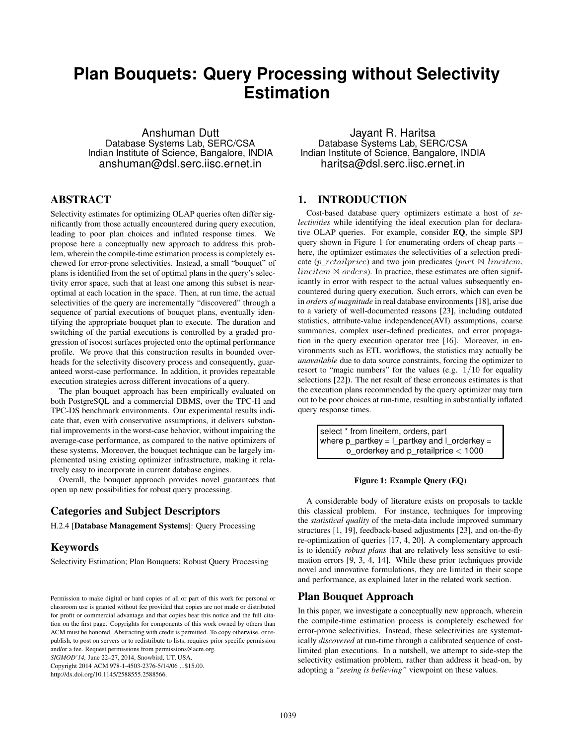# Plan Bouquets: Query Processing without Selectivity Estimation

Anshuman Dutt
Database Systems Lab, SERC/CSA
Indian Institute of Science, Bangalore, INDIA
anshuman@dsl.serc.iisc.ernet.in

Jayant R. Haritsa
Database Systems Lab, SERC/CSA
Indian Institute of Science, Bangalore, INDIA
haritsa@dsl.serc.iisc.ernet.in

## ABSTRACT

Selectivity estimates for optimizing OLAP queries often differ significantly from those actually encountered during query execution, leading to poor plan choices and inflated response times. We propose here a conceptually new approach to address this problem, wherein the compile-time estimation process is completely eschewed for error-prone selectivities. Instead, a small "bouquet" of plans is identified from the set of optimal plans in the query's selectivity error space, such that at least one among this subset is near-optimal at each location in the space. Then, at run time, the actual selectivities of the query are incrementally "discovered" through a sequence of partial executions of bouquet plans, eventually identifying the appropriate bouquet plan to execute. The duration and switching of the partial executions is controlled by a graded progression of isocost surfaces projected onto the optimal performance profile. We prove that this construction results in bounded overheads for the selectivity discovery process and consequently, guaranteed worst-case performance. In addition, it provides repeatable execution strategies across different invocations of a query.

The plan bouquet approach has been empirically evaluated on both PostgreSQL and a commercial DBMS, over the TPC-H and TPC-DS benchmark environments. Our experimental results indicate that, even with conservative assumptions, it delivers substantial improvements in the worst-case behavior, without impairing the average-case performance, as compared to the native optimizers of these systems. Moreover, the bouquet technique can be largely implemented using existing optimizer infrastructure, making it relatively easy to incorporate in current database engines.

Overall, the bouquet approach provides novel guarantees that open up new possibilities for robust query processing.

## Categories and Subject Descriptors

H.2.4 [**Database Management Systems**]: Query Processing

## Keywords

Selectivity Estimation; Plan Bouquets; Robust Query Processing

Permission to make digital or hard copies of all or part of this work for personal or classroom use is granted without fee provided that copies are not made or distributed for profit or commercial advantage and that copies bear this notice and the full citation on the first page. Copyrights for components of this work owned by others than ACM must be honored. Abstracting with credit is permitted. To copy otherwise, or republish, to post on servers or to redistribute to lists, requires prior specific permission and/or a fee. Request permissions from permissions@acm.org.
*SIGMOD'14,* June 22–27, 2014, Snowbird, UT, USA.
Copyright 2014 ACM 978-1-4503-2376-5/14/06 ...$15.00.
http://dx.doi.org/10.1145/2588555.2588566.

## 1. INTRODUCTION

Cost-based database query optimizers estimate a host of *selectivities* while identifying the ideal execution plan for declarative OLAP queries. For example, consider **EQ**, the simple SPJ query shown in Figure 1 for enumerating orders of cheap parts – here, the optimizer estimates the selectivities of a selection predicate ($p\_retailprice$) and two join predicates ($part \bowtie lineitem$, $lineitem \bowtie orders$). In practice, these estimates are often significantly in error with respect to the actual values subsequently encountered during query execution. Such errors, which can even be in *orders of magnitude* in real database environments [18], arise due to a variety of well-documented reasons [23], including outdated statistics, attribute-value independence(AVI) assumptions, coarse summaries, complex user-defined predicates, and error propagation in the query execution operator tree [16]. Moreover, in environments such as ETL workflows, the statistics may actually be *unavailable* due to data source constraints, forcing the optimizer to resort to "magic numbers" for the values (e.g. $1/10$ for equality selections [22]). The net result of these erroneous estimates is that the execution plans recommended by the query optimizer may turn out to be poor choices at run-time, resulting in substantially inflated query response times.

```
select * from lineitem, orders, part
where p_partkey = l_partkey and l_orderkey =
      o_orderkey and p_retailprice < 1000
```

**Figure 1: Example Query (EQ)**

A considerable body of literature exists on proposals to tackle this classical problem. For instance, techniques for improving the *statistical quality* of the meta-data include improved summary structures [1, 19], feedback-based adjustments [23], and on-the-fly re-optimization of queries [17, 4, 20]. A complementary approach is to identify *robust plans* that are relatively less sensitive to estimation errors [9, 3, 4, 14]. While these prior techniques provide novel and innovative formulations, they are limited in their scope and performance, as explained later in the related work section.

## Plan Bouquet Approach

In this paper, we investigate a conceptually new approach, wherein the compile-time estimation process is completely eschewed for error-prone selectivities. Instead, these selectivities are systematically *discovered* at run-time through a calibrated sequence of cost-limited plan executions. In a nutshell, we attempt to side-step the selectivity estimation problem, rather than address it head-on, by adopting a *"seeing is believing"* viewpoint on these values.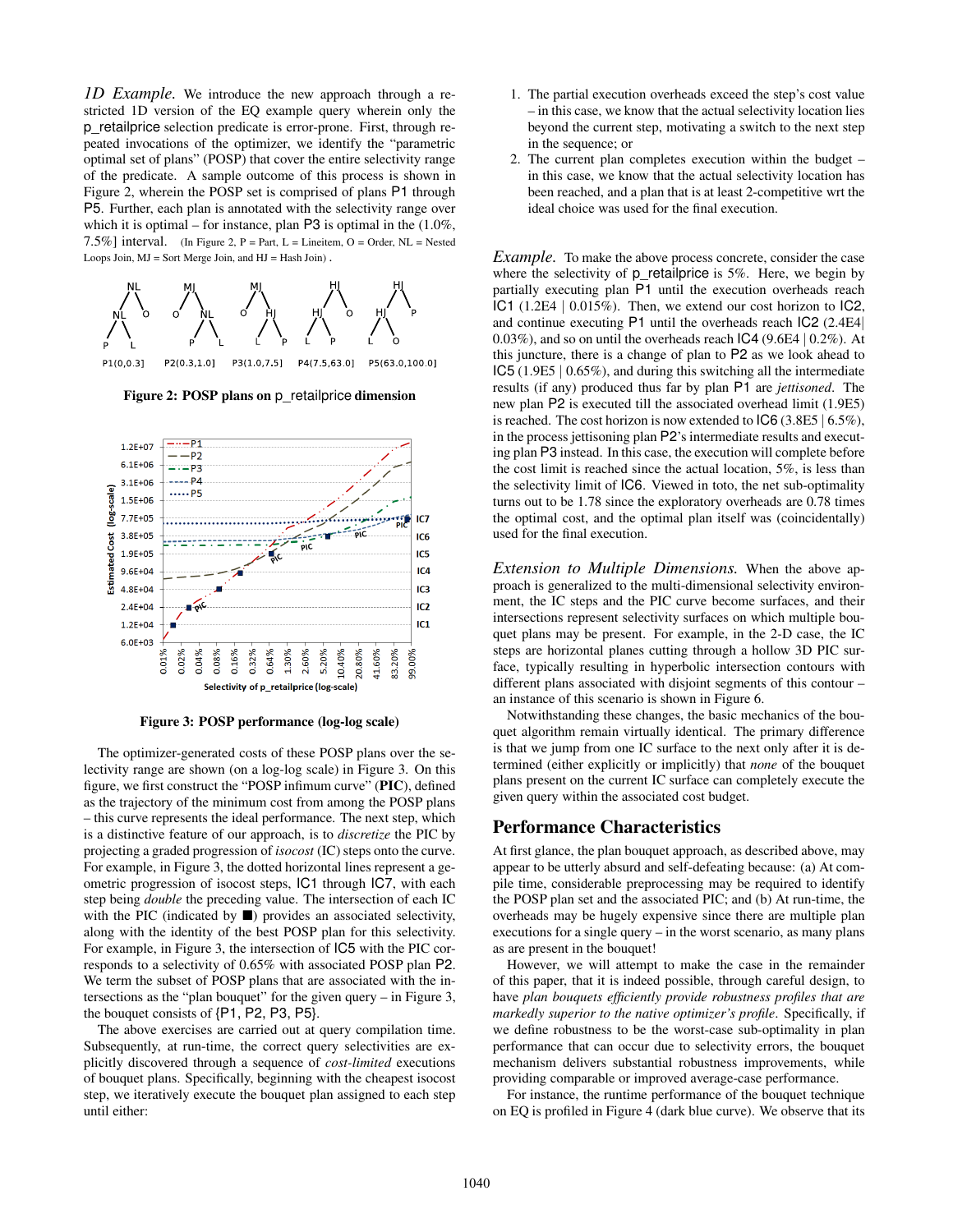*1D Example.* We introduce the new approach through a restricted 1D version of the EQ example query wherein only the p_retailprice selection predicate is error-prone. First, through repeated invocations of the optimizer, we identify the "parametric optimal set of plans" (POSP) that cover the entire selectivity range of the predicate. A sample outcome of this process is shown in Figure 2, wherein the POSP set is comprised of plans P1 through P5. Further, each plan is annotated with the selectivity range over which it is optimal – for instance, plan P3 is optimal in the (1.0%, 7.5%] interval. (In Figure 2, P = Part, L = Lineitem, O = Order, NL = Nested Loops Join, MJ = Sort Merge Join, and HJ = Hash Join) .

**Figure 2: POSP plans on p_retailprice dimension**

**Figure 3: POSP performance (log-log scale)**

The optimizer-generated costs of these POSP plans over the selectivity range are shown (on a log-log scale) in Figure 3. On this figure, we first construct the "POSP infimum curve" (**PIC**), defined as the trajectory of the minimum cost from among the POSP plans – this curve represents the ideal performance. The next step, which is a distinctive feature of our approach, is to *discretize* the PIC by projecting a graded progression of *isocost* (IC) steps onto the curve. For example, in Figure 3, the dotted horizontal lines represent a geometric progression of isocost steps, IC1 through IC7, with each step being *double* the preceding value. The intersection of each IC with the PIC (indicated by ■) provides an associated selectivity, along with the identity of the best POSP plan for this selectivity. For example, in Figure 3, the intersection of IC5 with the PIC corresponds to a selectivity of 0.65% with associated POSP plan P2. We term the subset of POSP plans that are associated with the intersections as the "plan bouquet" for the given query – in Figure 3, the bouquet consists of {P1, P2, P3, P5}.

The above exercises are carried out at query compilation time. Subsequently, at run-time, the correct query selectivities are explicitly discovered through a sequence of *cost-limited* executions of bouquet plans. Specifically, beginning with the cheapest isocost step, we iteratively execute the bouquet plan assigned to each step until either:

1. The partial execution overheads exceed the step's cost value – in this case, we know that the actual selectivity location lies beyond the current step, motivating a switch to the next step in the sequence; or
2. The current plan completes execution within the budget – in this case, we know that the actual selectivity location has been reached, and a plan that is at least 2-competitive wrt the ideal choice was used for the final execution.

*Example.* To make the above process concrete, consider the case where the selectivity of p_retailprice is 5%. Here, we begin by partially executing plan P1 until the execution overheads reach IC1 (1.2E4 | 0.015%). Then, we extend our cost horizon to IC2, and continue executing P1 until the overheads reach IC2 (2.4E4| 0.03%), and so on until the overheads reach IC4 (9.6E4 | 0.2%). At this juncture, there is a change of plan to P2 as we look ahead to IC5 (1.9E5 | 0.65%), and during this switching all the intermediate results (if any) produced thus far by plan P1 are *jettisoned*. The new plan P2 is executed till the associated overhead limit (1.9E5) is reached. The cost horizon is now extended to IC6 (3.8E5 | 6.5%), in the process jettisoning plan P2's intermediate results and executing plan P3 instead. In this case, the execution will complete before the cost limit is reached since the actual location, 5%, is less than the selectivity limit of IC6. Viewed in toto, the net sub-optimality turns out to be 1.78 since the exploratory overheads are 0.78 times the optimal cost, and the optimal plan itself was (coincidentally) used for the final execution.

*Extension to Multiple Dimensions.* When the above approach is generalized to the multi-dimensional selectivity environment, the IC steps and the PIC curve become surfaces, and their intersections represent selectivity surfaces on which multiple bouquet plans may be present. For example, in the 2-D case, the IC steps are horizontal planes cutting through a hollow 3D PIC surface, typically resulting in hyperbolic intersection contours with different plans associated with disjoint segments of this contour – an instance of this scenario is shown in Figure 6.

Notwithstanding these changes, the basic mechanics of the bouquet algorithm remain virtually identical. The primary difference is that we jump from one IC surface to the next only after it is determined (either explicitly or implicitly) that *none* of the bouquet plans present on the current IC surface can completely execute the given query within the associated cost budget.

## Performance Characteristics

At first glance, the plan bouquet approach, as described above, may appear to be utterly absurd and self-defeating because: (a) At compile time, considerable preprocessing may be required to identify the POSP plan set and the associated PIC; and (b) At run-time, the overheads may be hugely expensive since there are multiple plan executions for a single query – in the worst scenario, as many plans as are present in the bouquet!

However, we will attempt to make the case in the remainder of this paper, that it is indeed possible, through careful design, to have *plan bouquets efficiently provide robustness profiles that are markedly superior to the native optimizer's profile*. Specifically, if we define robustness to be the worst-case sub-optimality in plan performance that can occur due to selectivity errors, the bouquet mechanism delivers substantial robustness improvements, while providing comparable or improved average-case performance.

For instance, the runtime performance of the bouquet technique on EQ is profiled in Figure 4 (dark blue curve). We observe that its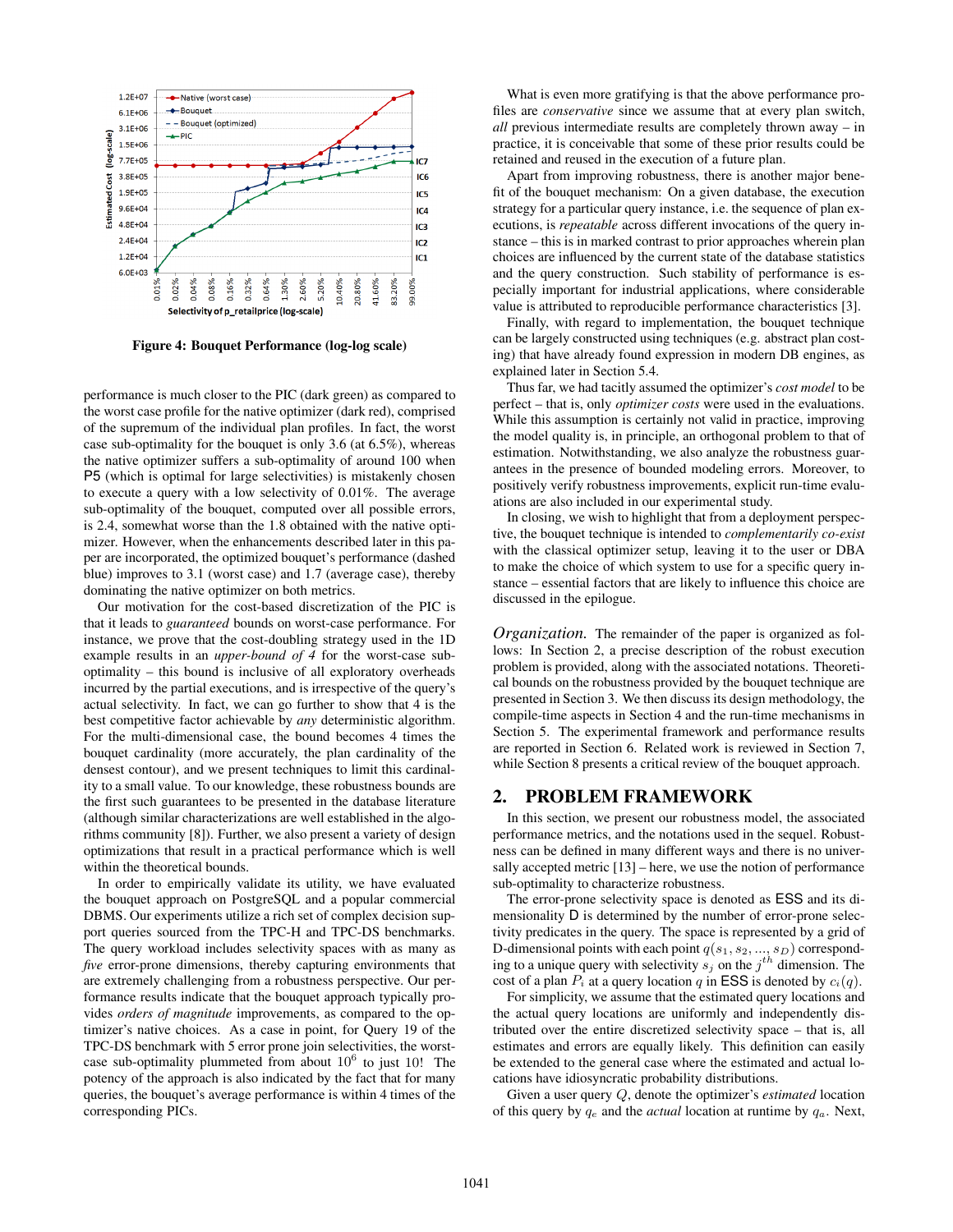1.2E+07
6.1E+06
3.1E+06
1.5E+06
7.7E+05
3.8E+05
1.9E+05
9.6E+04
4.8E+04
2.4E+04
1.2E+04
6.0E+03

Estimated Cost (log-scale)

Native (worst case)
Bouquet
Bouquet (optimized)
PIC

IC7
IC6
IC5
IC4
IC3
IC2
IC1

0.01%
0.02%
0.04%
0.08%
0.16%
0.32%
0.64%
1.30%
2.60%
5.20%
10.40%
20.80%
41.60%
83.20%
99.00%

Selectivity of p_retailprice (log-scale)

**Figure 4: Bouquet Performance (log-log scale)**

performance is much closer to the PIC (dark green) as compared to the worst case profile for the native optimizer (dark red), comprised of the supremum of the individual plan profiles. In fact, the worst case sub-optimality for the bouquet is only 3.6 (at 6.5%), whereas the native optimizer suffers a sub-optimality of around 100 when P5 (which is optimal for large selectivities) is mistakenly chosen to execute a query with a low selectivity of 0.01%. The average sub-optimality of the bouquet, computed over all possible errors, is 2.4, somewhat worse than the 1.8 obtained with the native optimizer. However, when the enhancements described later in this paper are incorporated, the optimized bouquet's performance (dashed blue) improves to 3.1 (worst case) and 1.7 (average case), thereby dominating the native optimizer on both metrics.

Our motivation for the cost-based discretization of the PIC is that it leads to *guaranteed* bounds on worst-case performance. For instance, we prove that the cost-doubling strategy used in the 1D example results in an *upper-bound of 4* for the worst-case sub-optimality – this bound is inclusive of all exploratory overheads incurred by the partial executions, and is irrespective of the query's actual selectivity. In fact, we can go further to show that 4 is the best competitive factor achievable by *any* deterministic algorithm. For the multi-dimensional case, the bound becomes 4 times the bouquet cardinality (more accurately, the plan cardinality of the densest contour), and we present techniques to limit this cardinality to a small value. To our knowledge, these robustness bounds are the first such guarantees to be presented in the database literature (although similar characterizations are well established in the algorithms community [8]). Further, we also present a variety of design optimizations that result in a practical performance which is well within the theoretical bounds.

In order to empirically validate its utility, we have evaluated the bouquet approach on PostgreSQL and a popular commercial DBMS. Our experiments utilize a rich set of complex decision support queries sourced from the TPC-H and TPC-DS benchmarks. The query workload includes selectivity spaces with as many as *five* error-prone dimensions, thereby capturing environments that are extremely challenging from a robustness perspective. Our performance results indicate that the bouquet approach typically provides *orders of magnitude* improvements, as compared to the optimizer's native choices. As a case in point, for Query 19 of the TPC-DS benchmark with 5 error prone join selectivities, the worst-case sub-optimality plummeted from about $10^6$ to just 10! The potency of the approach is also indicated by the fact that for many queries, the bouquet's average performance is within 4 times of the corresponding PICs.

What is even more gratifying is that the above performance profiles are *conservative* since we assume that at every plan switch, *all* previous intermediate results are completely thrown away – in practice, it is conceivable that some of these prior results could be retained and reused in the execution of a future plan.

Apart from improving robustness, there is another major benefit of the bouquet mechanism: On a given database, the execution strategy for a particular query instance, i.e. the sequence of plan executions, is *repeatable* across different invocations of the query instance – this is in marked contrast to prior approaches wherein plan choices are influenced by the current state of the database statistics and the query construction. Such stability of performance is especially important for industrial applications, where considerable value is attributed to reproducible performance characteristics [3].

Finally, with regard to implementation, the bouquet technique can be largely constructed using techniques (e.g. abstract plan costing) that have already found expression in modern DB engines, as explained later in Section 5.4.

Thus far, we had tacitly assumed the optimizer's *cost model* to be perfect – that is, only *optimizer costs* were used in the evaluations. While this assumption is certainly not valid in practice, improving the model quality is, in principle, an orthogonal problem to that of estimation. Notwithstanding, we also analyze the robustness guarantees in the presence of bounded modeling errors. Moreover, to positively verify robustness improvements, explicit run-time evaluations are also included in our experimental study.

In closing, we wish to highlight that from a deployment perspective, the bouquet technique is intended to *complementarily co-exist* with the classical optimizer setup, leaving it to the user or DBA to make the choice of which system to use for a specific query instance – essential factors that are likely to influence this choice are discussed in the epilogue.

*Organization.* The remainder of the paper is organized as follows: In Section 2, a precise description of the robust execution problem is provided, along with the associated notations. Theoretical bounds on the robustness provided by the bouquet technique are presented in Section 3. We then discuss its design methodology, the compile-time aspects in Section 4 and the run-time mechanisms in Section 5. The experimental framework and performance results are reported in Section 6. Related work is reviewed in Section 7, while Section 8 presents a critical review of the bouquet approach.

## 2. PROBLEM FRAMEWORK

In this section, we present our robustness model, the associated performance metrics, and the notations used in the sequel. Robustness can be defined in many different ways and there is no universally accepted metric [13] – here, we use the notion of performance sub-optimality to characterize robustness.

The error-prone selectivity space is denoted as ESS and its dimensionality D is determined by the number of error-prone selectivity predicates in the query. The space is represented by a grid of D-dimensional points with each point $q(s_1, s_2, ..., s_D)$ corresponding to a unique query with selectivity $s_j$ on the $j^{th}$ dimension. The cost of a plan $P_i$ at a query location $q$ in ESS is denoted by $c_i(q)$.

For simplicity, we assume that the estimated query locations and the actual query locations are uniformly and independently distributed over the entire discretized selectivity space – that is, all estimates and errors are equally likely. This definition can easily be extended to the general case where the estimated and actual locations have idiosyncratic probability distributions.

Given a user query $Q$, denote the optimizer's *estimated* location of this query by $q_e$ and the *actual* location at runtime by $q_a$. Next,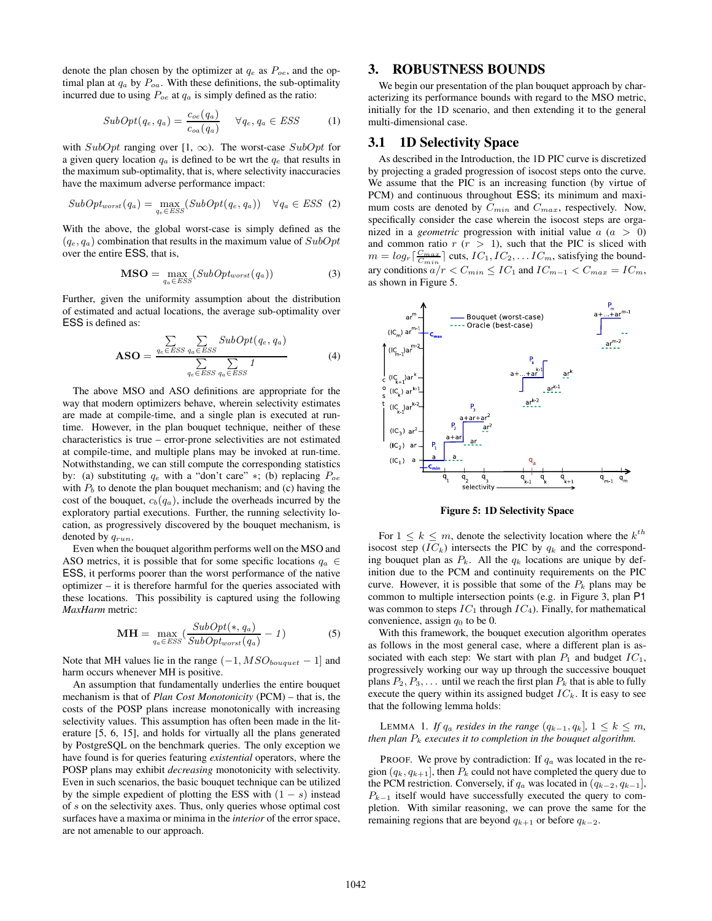denote the plan chosen by the optimizer at $q_e$ as $P_{oe}$, and the optimal plan at $q_a$ by $P_{oa}$. With these definitions, the sub-optimality incurred due to using $P_{oe}$ at $q_a$ is simply defined as the ratio:

$$SubOpt(q_e, q_a) = \frac{c_{oe}(q_a)}{c_{oa}(q_a)} \quad \forall q_e, q_a \in ESS \tag{1}$$

with $SubOpt$ ranging over $[1, \infty)$. The worst-case $SubOpt$ for a given query location $q_a$ is defined to be wrt the $q_e$ that results in the maximum sub-optimality, that is, where selectivity inaccuracies have the maximum adverse performance impact:

$$SubOpt_{worst}(q_a) = \max_{q_e \in ESS}(SubOpt(q_e, q_a)) \quad \forall q_a \in ESS \tag{2}$$

With the above, the global worst-case is simply defined as the $(q_e, q_a)$ combination that results in the maximum value of $SubOpt$ over the entire ESS, that is,

$$\textbf{MSO} = \max_{q_a \in ESS}(SubOpt_{worst}(q_a)) \tag{3}$$

Further, given the uniformity assumption about the distribution of estimated and actual locations, the average sub-optimality over ESS is defined as:

$$\textbf{ASO} = \frac{\sum\limits_{q_e \in ESS} \sum\limits_{q_a \in ESS} SubOpt(q_e, q_a)}{\sum\limits_{q_e \in ESS} \sum\limits_{q_a \in ESS} 1} \tag{4}$$

The above MSO and ASO definitions are appropriate for the way that modern optimizers behave, wherein selectivity estimates are made at compile-time, and a single plan is executed at run-time. However, in the plan bouquet technique, neither of these characteristics is true – error-prone selectivities are not estimated at compile-time, and multiple plans may be invoked at run-time. Notwithstanding, we can still compute the corresponding statistics by: (a) substituting $q_e$ with a "don't care" $*$; (b) replacing $P_{oe}$ with $P_b$ to denote the plan bouquet mechanism; and (c) having the cost of the bouquet, $c_b(q_a)$, include the overheads incurred by the exploratory partial executions. Further, the running selectivity location, as progressively discovered by the bouquet mechanism, is denoted by $q_{run}$.

Even when the bouquet algorithm performs well on the MSO and ASO metrics, it is possible that for some specific locations $q_a \in$ ESS, it performs poorer than the worst performance of the native optimizer – it is therefore harmful for the queries associated with these locations. This possibility is captured using the following *MaxHarm* metric:

$$\textbf{MH} = \max_{q_a \in ESS}\left(\frac{SubOpt(*, q_a)}{SubOpt_{worst}(q_a)} - 1\right) \tag{5}$$

Note that MH values lie in the range $(-1, MSO_{bouquet} - 1]$ and harm occurs whenever MH is positive.

An assumption that fundamentally underlies the entire bouquet mechanism is that of *Plan Cost Monotonicity* (PCM) – that is, the costs of the POSP plans increase monotonically with increasing selectivity values. This assumption has often been made in the literature [5, 6, 15], and holds for virtually all the plans generated by PostgreSQL on the benchmark queries. The only exception we have found is for queries featuring *existential* operators, where the POSP plans may exhibit *decreasing* monotonicity with selectivity. Even in such scenarios, the basic bouquet technique can be utilized by the simple expedient of plotting the ESS with $(1 - s)$ instead of $s$ on the selectivity axes. Thus, only queries whose optimal cost surfaces have a maxima or minima in the *interior* of the error space, are not amenable to our approach.

## 3. ROBUSTNESS BOUNDS

We begin our presentation of the plan bouquet approach by characterizing its performance bounds with regard to the MSO metric, initially for the 1D scenario, and then extending it to the general multi-dimensional case.

### 3.1 1D Selectivity Space

As described in the Introduction, the 1D PIC curve is discretized by projecting a graded progression of isocost steps onto the curve. We assume that the PIC is an increasing function (by virtue of PCM) and continuous throughout ESS; its minimum and maximum costs are denoted by $C_{min}$ and $C_{max}$, respectively. Now, specifically consider the case wherein the isocost steps are organized in a *geometric* progression with initial value $a$ $(a > 0)$ and common ratio $r$ $(r > 1)$, such that the PIC is sliced with $m = log_r \lceil \frac{C_{max}}{C_{min}} \rceil$ cuts, $IC_1, IC_2, \ldots IC_m$, satisfying the boundary conditions $a/r < C_{min} \leq IC_1$ and $IC_{m-1} < C_{max} = IC_m$, as shown in Figure 5.

**Figure 5: 1D Selectivity Space**

For $1 \leq k \leq m$, denote the selectivity location where the $k^{th}$ isocost step ($IC_k$) intersects the PIC by $q_k$ and the corresponding bouquet plan as $P_k$. All the $q_k$ locations are unique by definition due to the PCM and continuity requirements on the PIC curve. However, it is possible that some of the $P_k$ plans may be common to multiple intersection points (e.g. in Figure 3, plan P1 was common to steps $IC_1$ through $IC_4$). Finally, for mathematical convenience, assign $q_0$ to be 0.

With this framework, the bouquet execution algorithm operates as follows in the most general case, where a different plan is associated with each step: We start with plan $P_1$ and budget $IC_1$, progressively working our way up through the successive bouquet plans $P_2, P_3, \ldots$ until we reach the first plan $P_k$ that is able to fully execute the query within its assigned budget $IC_k$. It is easy to see that the following lemma holds:

LEMMA 1. *If $q_a$ resides in the range $(q_{k-1}, q_k]$, $1 \leq k \leq m$, then plan $P_k$ executes it to completion in the bouquet algorithm.*

PROOF. We prove by contradiction: If $q_a$ was located in the region $(q_k, q_{k+1}]$, then $P_k$ could not have completed the query due to the PCM restriction. Conversely, if $q_a$ was located in $(q_{k-2}, q_{k-1}]$, $P_{k-1}$ itself would have successfully executed the query to completion. With similar reasoning, we can prove the same for the remaining regions that are beyond $q_{k+1}$ or before $q_{k-2}$.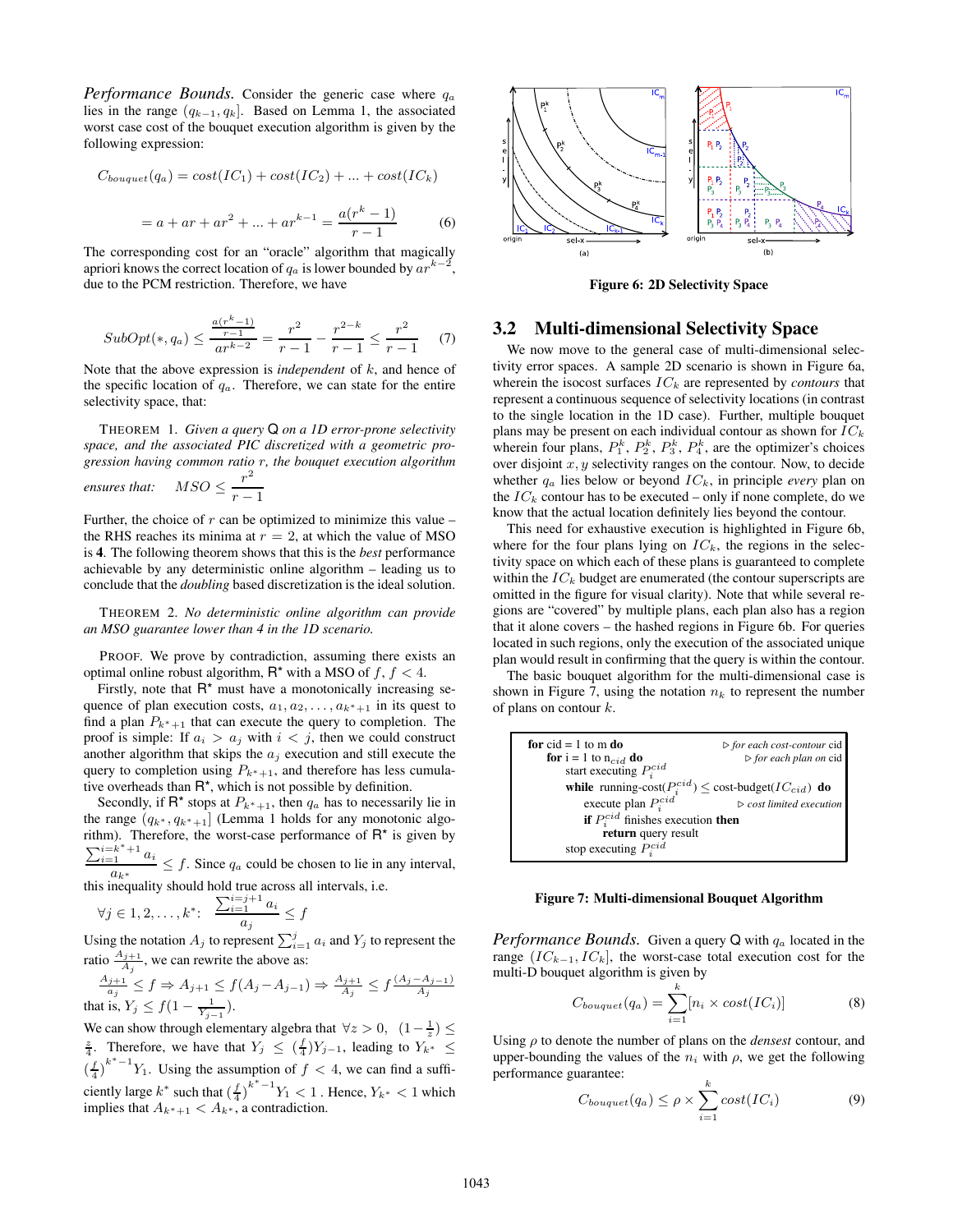*Performance Bounds.* Consider the generic case where $q_a$ lies in the range $(q_{k-1}, q_k]$. Based on Lemma 1, the associated worst case cost of the bouquet execution algorithm is given by the following expression:

$$C_{bouquet}(q_a) = cost(IC_1) + cost(IC_2) + ... + cost(IC_k)$$

$$= a + ar + ar^2 + ... + ar^{k-1} = \frac{a(r^k - 1)}{r - 1} \quad (6)$$

The corresponding cost for an "oracle" algorithm that magically apriori knows the correct location of $q_a$ is lower bounded by $ar^{k-2}$, due to the PCM restriction. Therefore, we have

$$SubOpt(*, q_a) \leq \frac{\frac{a(r^k-1)}{r-1}}{ar^{k-2}} = \frac{r^2}{r-1} - \frac{r^{2-k}}{r-1} \leq \frac{r^2}{r-1} \quad (7)$$

Note that the above expression is *independent* of $k$, and hence of the specific location of $q_a$. Therefore, we can state for the entire selectivity space, that:

THEOREM 1. *Given a query* Q *on a 1D error-prone selectivity space, and the associated PIC discretized with a geometric progression having common ratio* $r$*, the bouquet execution algorithm ensures that:* $MSO \leq \frac{r^2}{r-1}$

Further, the choice of $r$ can be optimized to minimize this value – the RHS reaches its minima at $r = 2$, at which the value of MSO is **4**. The following theorem shows that this is the *best* performance achievable by any deterministic online algorithm – leading us to conclude that the *doubling* based discretization is the ideal solution.

THEOREM 2. *No deterministic online algorithm can provide an MSO guarantee lower than 4 in the 1D scenario.*

PROOF. We prove by contradiction, assuming there exists an optimal online robust algorithm, $R^*$ with a MSO of $f$, $f < 4$.

Firstly, note that $R^*$ must have a monotonically increasing sequence of plan execution costs, $a_1, a_2, \ldots, a_{k^*+1}$ in its quest to find a plan $P_{k^*+1}$ that can execute the query to completion. The proof is simple: If $a_i > a_j$ with $i < j$, then we could construct another algorithm that skips the $a_j$ execution and still execute the query to completion using $P_{k^*+1}$, and therefore has less cumulative overheads than $R^*$, which is not possible by definition.

Secondly, if $R^*$ stops at $P_{k^*+1}$, then $q_a$ has to necessarily lie in the range $(q_{k^*}, q_{k^*+1}]$ (Lemma 1 holds for any monotonic algorithm). Therefore, the worst-case performance of $R^*$ is given by $\frac{\sum_{i=1}^{i=k^*+1} a_i}{a_{k^*}} \leq f$. Since $q_a$ could be chosen to lie in any interval, this inequality should hold true across all intervals, i.e.

$$\forall j \in 1, 2, \ldots, k^*: \quad \frac{\sum_{i=1}^{i=j+1} a_i}{a_j} \leq f$$

Using the notation $A_j$ to represent $\sum_{i=1}^{j} a_i$ and $Y_j$ to represent the ratio $\frac{A_{j+1}}{A_j}$, we can rewrite the above as:

$$\frac{A_{j+1}}{a_j} \leq f \Rightarrow A_{j+1} \leq f(A_j - A_{j-1}) \Rightarrow \frac{A_{j+1}}{A_j} \leq f\frac{(A_j - A_{j-1})}{A_j}$$

that is, $Y_j \leq f(1 - \frac{1}{Y_{j-1}})$.

We can show through elementary algebra that $\forall z > 0$, $(1 - \frac{1}{z}) \leq \frac{z}{4}$. Therefore, we have that $Y_j \leq (\frac{f}{4})Y_{j-1}$, leading to $Y_{k^*} \leq (\frac{f}{4})^{k^*-1}Y_1$. Using the assumption of $f < 4$, we can find a sufficiently large $k^*$ such that $(\frac{f}{4})^{k^*-1}Y_1 < 1$ . Hence, $Y_{k^*} < 1$ which implies that $A_{k^*+1} < A_{k^*}$, a contradiction.

Figure 6: 2D Selectivity Space

## 3.2 Multi-dimensional Selectivity Space

We now move to the general case of multi-dimensional selectivity error spaces. A sample 2D scenario is shown in Figure 6a, wherein the isocost surfaces $IC_k$ are represented by *contours* that represent a continuous sequence of selectivity locations (in contrast to the single location in the 1D case). Further, multiple bouquet plans may be present on each individual contour as shown for $IC_k$ wherein four plans, $P_1^k$, $P_2^k$, $P_3^k$, $P_4^k$, are the optimizer's choices over disjoint $x, y$ selectivity ranges on the contour. Now, to decide whether $q_a$ lies below or beyond $IC_k$, in principle *every* plan on the $IC_k$ contour has to be executed – only if none complete, do we know that the actual location definitely lies beyond the contour.

This need for exhaustive execution is highlighted in Figure 6b, where for the four plans lying on $IC_k$, the regions in the selectivity space on which each of these plans is guaranteed to complete within the $IC_k$ budget are enumerated (the contour superscripts are omitted in the figure for visual clarity). Note that while several regions are "covered" by multiple plans, each plan also has a region that it alone covers – the hashed regions in Figure 6b. For queries located in such regions, only the execution of the associated unique plan would result in confirming that the query is within the contour.

The basic bouquet algorithm for the multi-dimensional case is shown in Figure 7, using the notation $n_k$ to represent the number of plans on contour $k$.

```
for cid = 1 to m do                                  ▷ for each cost-contour cid
    for i = 1 to n_cid do                            ▷ for each plan on cid
        start executing P_i^cid
        while running-cost(P_i^cid) ≤ cost-budget(IC_cid) do
            execute plan P_i^cid                     ▷ cost limited execution
            if P_i^cid finishes execution then
                return query result
        stop executing P_i^cid
```

Figure 7: Multi-dimensional Bouquet Algorithm

*Performance Bounds.* Given a query Q with $q_a$ located in the range $(IC_{k-1}, IC_k]$, the worst-case total execution cost for the multi-D bouquet algorithm is given by

$$C_{bouquet}(q_a) = \sum_{i=1}^{k} [n_i \times cost(IC_i)] \quad (8)$$

Using $\rho$ to denote the number of plans on the *densest* contour, and upper-bounding the values of the $n_i$ with $\rho$, we get the following performance guarantee:

$$C_{bouquet}(q_a) \leq \rho \times \sum_{i=1}^{k} cost(IC_i) \quad (9)$$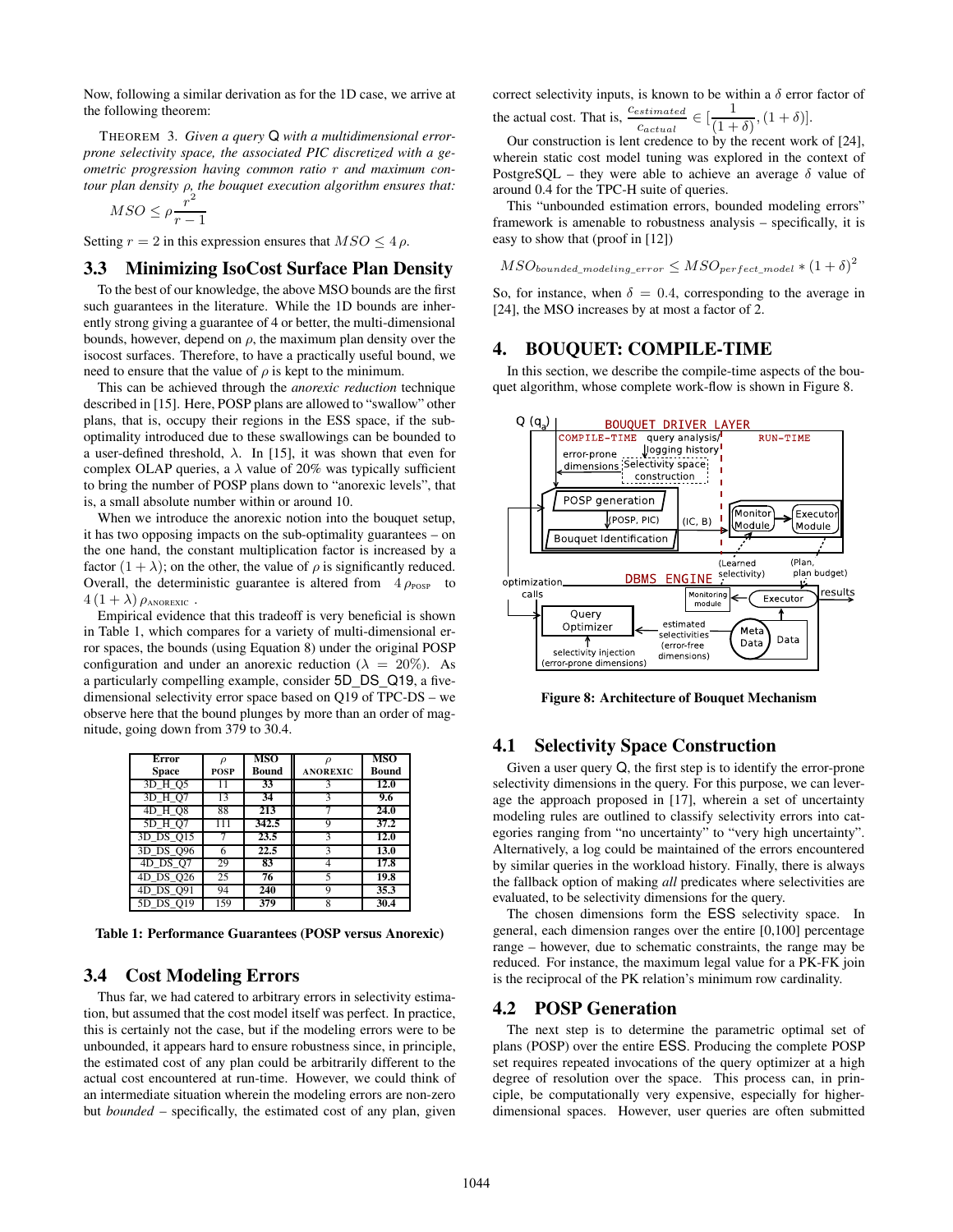Now, following a similar derivation as for the 1D case, we arrive at the following theorem:

THEOREM 3. *Given a query* Q *with a multidimensional error-prone selectivity space, the associated PIC discretized with a geometric progression having common ratio* $r$ *and maximum contour plan density* $\rho$*, the bouquet execution algorithm ensures that:*

$$MSO \leq \rho \frac{r^2}{r-1}$$

Setting $r = 2$ in this expression ensures that $MSO \leq 4\,\rho$.

### 3.3 Minimizing IsoCost Surface Plan Density

To the best of our knowledge, the above MSO bounds are the first such guarantees in the literature. While the 1D bounds are inherently strong giving a guarantee of 4 or better, the multi-dimensional bounds, however, depend on $\rho$, the maximum plan density over the isocost surfaces. Therefore, to have a practically useful bound, we need to ensure that the value of $\rho$ is kept to the minimum.

This can be achieved through the *anorexic reduction* technique described in [15]. Here, POSP plans are allowed to "swallow" other plans, that is, occupy their regions in the ESS space, if the sub-optimality introduced due to these swallowings can be bounded to a user-defined threshold, $\lambda$. In [15], it was shown that even for complex OLAP queries, a $\lambda$ value of 20% was typically sufficient to bring the number of POSP plans down to "anorexic levels", that is, a small absolute number within or around 10.

When we introduce the anorexic notion into the bouquet setup, it has two opposing impacts on the sub-optimality guarantees – on the one hand, the constant multiplication factor is increased by a factor $(1 + \lambda)$; on the other, the value of $\rho$ is significantly reduced. Overall, the deterministic guarantee is altered from $4\,\rho_{\text{POSP}}$ to $4\,(1 + \lambda)\,\rho_{\text{ANOREXIC}}$ .

Empirical evidence that this tradeoff is very beneficial is shown in Table 1, which compares for a variety of multi-dimensional error spaces, the bounds (using Equation 8) under the original POSP configuration and under an anorexic reduction ($\lambda = 20\%$). As a particularly compelling example, consider 5D_DS_Q19, a five-dimensional selectivity error space based on Q19 of TPC-DS – we observe here that the bound plunges by more than an order of magnitude, going down from 379 to 30.4.

| Error Space | $\rho$ POSP | MSO Bound | $\rho$ ANOREXIC | MSO Bound |
|---|---|---|---|---|
| 3D_H_Q5 | 11 | **33** | 3 | **12.0** |
| 3D_H_Q7 | 13 | **34** | 3 | **9.6** |
| 4D_H_Q8 | 88 | **213** | 7 | **24.0** |
| 5D_H_Q7 | 111 | **342.5** | 9 | **37.2** |
| 3D_DS_Q15 | 7 | **23.5** | 3 | **12.0** |
| 3D_DS_Q96 | 6 | **22.5** | 3 | **13.0** |
| 4D_DS_Q7 | 29 | **83** | 4 | **17.8** |
| 4D_DS_Q26 | 25 | **76** | 5 | **19.8** |
| 4D_DS_Q91 | 94 | **240** | 9 | **35.3** |
| 5D_DS_Q19 | 159 | **379** | 8 | **30.4** |

**Table 1: Performance Guarantees (POSP versus Anorexic)**

### 3.4 Cost Modeling Errors

Thus far, we had catered to arbitrary errors in selectivity estimation, but assumed that the cost model itself was perfect. In practice, this is certainly not the case, but if the modeling errors were to be unbounded, it appears hard to ensure robustness since, in principle, the estimated cost of any plan could be arbitrarily different to the actual cost encountered at run-time. However, we could think of an intermediate situation wherein the modeling errors are non-zero but *bounded* – specifically, the estimated cost of any plan, given correct selectivity inputs, is known to be within a $\delta$ error factor of the actual cost. That is, $\frac{c_{estimated}}{c_{actual}} \in [\frac{1}{(1+\delta)}, (1+\delta)]$.

Our construction is lent credence to by the recent work of [24], wherein static cost model tuning was explored in the context of PostgreSQL – they were able to achieve an average $\delta$ value of around 0.4 for the TPC-H suite of queries.

This "unbounded estimation errors, bounded modeling errors" framework is amenable to robustness analysis – specifically, it is easy to show that (proof in [12])

$$MSO_{bounded\_modeling\_error} \leq MSO_{perfect\_model} * (1 + \delta)^2$$

So, for instance, when $\delta = 0.4$, corresponding to the average in [24], the MSO increases by at most a factor of 2.

## 4. BOUQUET: COMPILE-TIME

In this section, we describe the compile-time aspects of the bouquet algorithm, whose complete work-flow is shown in Figure 8.

**Figure 8: Architecture of Bouquet Mechanism**

### 4.1 Selectivity Space Construction

Given a user query Q, the first step is to identify the error-prone selectivity dimensions in the query. For this purpose, we can leverage the approach proposed in [17], wherein a set of uncertainty modeling rules are outlined to classify selectivity errors into categories ranging from "no uncertainty" to "very high uncertainty". Alternatively, a log could be maintained of the errors encountered by similar queries in the workload history. Finally, there is always the fallback option of making *all* predicates where selectivities are evaluated, to be selectivity dimensions for the query.

The chosen dimensions form the ESS selectivity space. In general, each dimension ranges over the entire [0,100] percentage range – however, due to schematic constraints, the range may be reduced. For instance, the maximum legal value for a PK-FK join is the reciprocal of the PK relation's minimum row cardinality.

### 4.2 POSP Generation

The next step is to determine the parametric optimal set of plans (POSP) over the entire ESS. Producing the complete POSP set requires repeated invocations of the query optimizer at a high degree of resolution over the space. This process can, in principle, be computationally very expensive, especially for higher-dimensional spaces. However, user queries are often submitted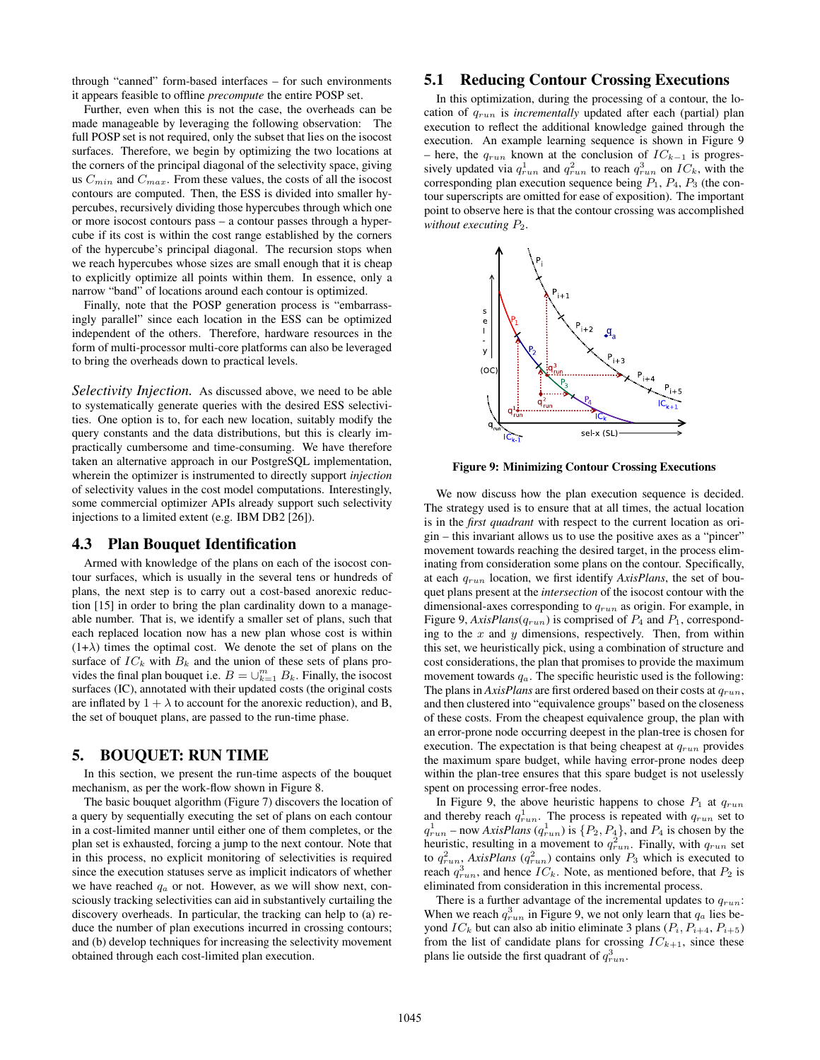through "canned" form-based interfaces – for such environments it appears feasible to offline *precompute* the entire POSP set.

Further, even when this is not the case, the overheads can be made manageable by leveraging the following observation: The full POSP set is not required, only the subset that lies on the isocost surfaces. Therefore, we begin by optimizing the two locations at the corners of the principal diagonal of the selectivity space, giving us $C_{min}$ and $C_{max}$. From these values, the costs of all the isocost contours are computed. Then, the ESS is divided into smaller hypercubes, recursively dividing those hypercubes through which one or more isocost contours pass – a contour passes through a hypercube if its cost is within the cost range established by the corners of the hypercube's principal diagonal. The recursion stops when we reach hypercubes whose sizes are small enough that it is cheap to explicitly optimize all points within them. In essence, only a narrow "band" of locations around each contour is optimized.

Finally, note that the POSP generation process is "embarrassingly parallel" since each location in the ESS can be optimized independent of the others. Therefore, hardware resources in the form of multi-processor multi-core platforms can also be leveraged to bring the overheads down to practical levels.

*Selectivity Injection.* As discussed above, we need to be able to systematically generate queries with the desired ESS selectivities. One option is to, for each new location, suitably modify the query constants and the data distributions, but this is clearly impractically cumbersome and time-consuming. We have therefore taken an alternative approach in our PostgreSQL implementation, wherein the optimizer is instrumented to directly support *injection* of selectivity values in the cost model computations. Interestingly, some commercial optimizer APIs already support such selectivity injections to a limited extent (e.g. IBM DB2 [26]).

## 4.3 Plan Bouquet Identification

Armed with knowledge of the plans on each of the isocost contour surfaces, which is usually in the several tens or hundreds of plans, the next step is to carry out a cost-based anorexic reduction [15] in order to bring the plan cardinality down to a manageable number. That is, we identify a smaller set of plans, such that each replaced location now has a new plan whose cost is within $(1+\lambda)$ times the optimal cost. We denote the set of plans on the surface of $IC_k$ with $B_k$ and the union of these sets of plans provides the final plan bouquet i.e. $B = \cup_{k=1}^{m} B_k$. Finally, the isocost surfaces (IC), annotated with their updated costs (the original costs are inflated by $1+\lambda$ to account for the anorexic reduction), and B, the set of bouquet plans, are passed to the run-time phase.

# 5. BOUQUET: RUN TIME

In this section, we present the run-time aspects of the bouquet mechanism, as per the work-flow shown in Figure 8.

The basic bouquet algorithm (Figure 7) discovers the location of a query by sequentially executing the set of plans on each contour in a cost-limited manner until either one of them completes, or the plan set is exhausted, forcing a jump to the next contour. Note that in this process, no explicit monitoring of selectivities is required since the execution statuses serve as implicit indicators of whether we have reached $q_a$ or not. However, as we will show next, consciously tracking selectivities can aid in substantively curtailing the discovery overheads. In particular, the tracking can help to (a) reduce the number of plan executions incurred in crossing contours; and (b) develop techniques for increasing the selectivity movement obtained through each cost-limited plan execution.

## 5.1 Reducing Contour Crossing Executions

In this optimization, during the processing of a contour, the location of $q_{run}$ is *incrementally* updated after each (partial) plan execution to reflect the additional knowledge gained through the execution. An example learning sequence is shown in Figure 9 – here, the $q_{run}$ known at the conclusion of $IC_{k-1}$ is progressively updated via $q^1_{run}$ and $q^2_{run}$ to reach $q^3_{run}$ on $IC_k$, with the corresponding plan execution sequence being $P_1$, $P_4$, $P_3$ (the contour superscripts are omitted for ease of exposition). The important point to observe here is that the contour crossing was accomplished *without executing* $P_2$.

**Figure 9: Minimizing Contour Crossing Executions**

We now discuss how the plan execution sequence is decided. The strategy used is to ensure that at all times, the actual location is in the *first quadrant* with respect to the current location as origin – this invariant allows us to use the positive axes as a "pincer" movement towards reaching the desired target, in the process eliminating from consideration some plans on the contour. Specifically, at each $q_{run}$ location, we first identify *AxisPlans*, the set of bouquet plans present at the *intersection* of the isocost contour with the dimensional-axes corresponding to $q_{run}$ as origin. For example, in Figure 9, *AxisPlans*($q_{run}$) is comprised of $P_4$ and $P_1$, corresponding to the $x$ and $y$ dimensions, respectively. Then, from within this set, we heuristically pick, using a combination of structure and cost considerations, the plan that promises to provide the maximum movement towards $q_a$. The specific heuristic used is the following: The plans in *AxisPlans* are first ordered based on their costs at $q_{run}$, and then clustered into "equivalence groups" based on the closeness of these costs. From the cheapest equivalence group, the plan with an error-prone node occurring deepest in the plan-tree is chosen for execution. The expectation is that being cheapest at $q_{run}$ provides the maximum spare budget, while having error-prone nodes deep within the plan-tree ensures that this spare budget is not uselessly spent on processing error-free nodes.

In Figure 9, the above heuristic happens to chose $P_1$ at $q_{run}$ and thereby reach $q^1_{run}$. The process is repeated with $q_{run}$ set to $q^1_{run}$ – now *AxisPlans* ($q^1_{run}$) is $\{P_2, P_4\}$, and $P_4$ is chosen by the heuristic, resulting in a movement to $q^2_{run}$. Finally, with $q_{run}$ set to $q^2_{run}$, *AxisPlans* ($q^2_{run}$) contains only $P_3$ which is executed to reach $q^3_{run}$, and hence $IC_k$. Note, as mentioned before, that $P_2$ is eliminated from consideration in this incremental process.

There is a further advantage of the incremental updates to $q_{run}$: When we reach $q^3_{run}$ in Figure 9, we not only learn that $q_a$ lies beyond $IC_k$ but can also ab initio eliminate 3 plans ($P_i$, $P_{i+4}$, $P_{i+5}$) from the list of candidate plans for crossing $IC_{k+1}$, since these plans lie outside the first quadrant of $q^3_{run}$.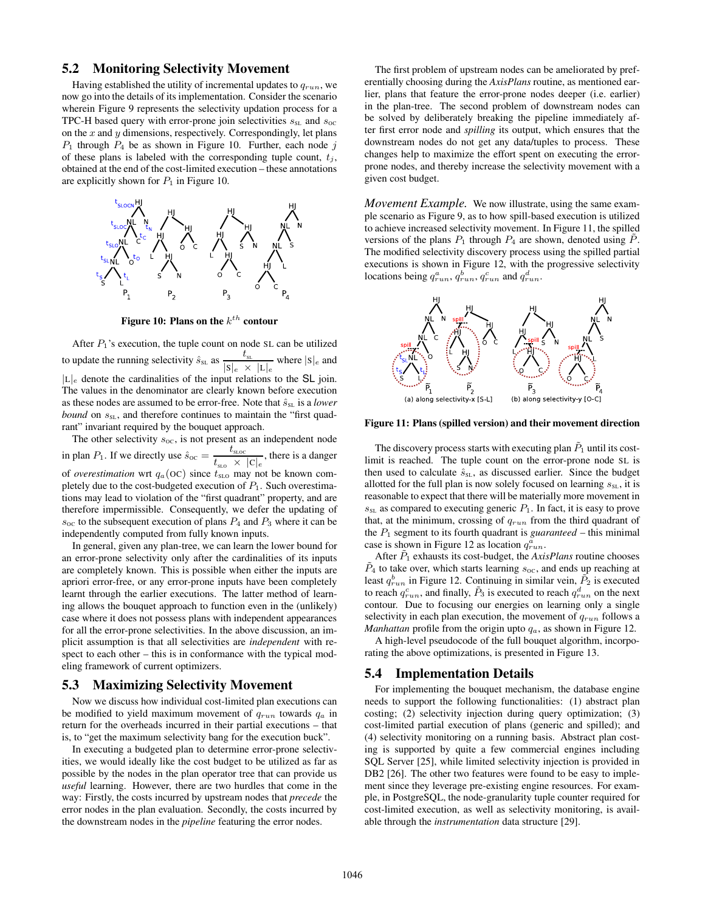### 5.2 Monitoring Selectivity Movement

Having established the utility of incremental updates to $q_{run}$, we now go into the details of its implementation. Consider the scenario wherein Figure 9 represents the selectivity updation process for a TPC-H based query with error-prone join selectivities $s_{\text{SL}}$ and $s_{\text{OC}}$ on the $x$ and $y$ dimensions, respectively. Correspondingly, let plans $P_1$ through $P_4$ be as shown in Figure 10. Further, each node $j$ of these plans is labeled with the corresponding tuple count, $t_j$, obtained at the end of the cost-limited execution – these annotations are explicitly shown for $P_1$ in Figure 10.

**Figure 10: Plans on the $k^{th}$ contour**

After $P_1$'s execution, the tuple count on node SL can be utilized to update the running selectivity $\hat{s}_{\text{SL}}$ as $\dfrac{t_{\text{SL}}}{|\text{S}|_e \times |\text{L}|_e}$ where $|\text{S}|_e$ and $|\text{L}|_e$ denote the cardinalities of the input relations to the SL join. The values in the denominator are clearly known before execution as these nodes are assumed to be error-free. Note that $\hat{s}_{\text{SL}}$ is a *lower bound* on $s_{\text{SL}}$, and therefore continues to maintain the "first quadrant" invariant required by the bouquet approach.

The other selectivity $s_{\text{OC}}$, is not present as an independent node in plan $P_1$. If we directly use $\hat{s}_{\text{OC}} = \dfrac{t_{\text{SLOC}}}{t_{\text{SLO}} \times |\text{C}|_e}$, there is a danger of *overestimation* wrt $q_a(\text{OC})$ since $t_{\text{SLO}}$ may not be known completely due to the cost-budgeted execution of $P_1$. Such overestimations may lead to violation of the "first quadrant" property, and are therefore impermissible. Consequently, we defer the updating of $s_{\text{OC}}$ to the subsequent execution of plans $P_4$ and $P_3$ where it can be independently computed from fully known inputs.

In general, given any plan-tree, we can learn the lower bound for an error-prone selectivity only after the cardinalities of its inputs are completely known. This is possible when either the inputs are apriori error-free, or any error-prone inputs have been completely learnt through the earlier executions. The latter method of learning allows the bouquet approach to function even in the (unlikely) case where it does not possess plans with independent appearances for all the error-prone selectivities. In the above discussion, an implicit assumption is that all selectivities are *independent* with respect to each other – this is in conformance with the typical modeling framework of current optimizers.

### 5.3 Maximizing Selectivity Movement

Now we discuss how individual cost-limited plan executions can be modified to yield maximum movement of $q_{run}$ towards $q_a$ in return for the overheads incurred in their partial executions – that is, to "get the maximum selectivity bang for the execution buck".

In executing a budgeted plan to determine error-prone selectivities, we would ideally like the cost budget to be utilized as far as possible by the nodes in the plan operator tree that can provide us *useful* learning. However, there are two hurdles that come in the way: Firstly, the costs incurred by upstream nodes that *precede* the error nodes in the plan evaluation. Secondly, the costs incurred by the downstream nodes in the *pipeline* featuring the error nodes.

The first problem of upstream nodes can be ameliorated by preferentially choosing during the *AxisPlans* routine, as mentioned earlier, plans that feature the error-prone nodes deeper (i.e. earlier) in the plan-tree. The second problem of downstream nodes can be solved by deliberately breaking the pipeline immediately after first error node and *spilling* its output, which ensures that the downstream nodes do not get any data/tuples to process. These changes help to maximize the effort spent on executing the error-prone nodes, and thereby increase the selectivity movement with a given cost budget.

*Movement Example.* We now illustrate, using the same example scenario as Figure 9, as to how spill-based execution is utilized to achieve increased selectivity movement. In Figure 11, the spilled versions of the plans $P_1$ through $P_4$ are shown, denoted using $\tilde{P}$. The modified selectivity discovery process using the spilled partial executions is shown in Figure 12, with the progressive selectivity locations being $q^a_{run}$, $q^b_{run}$, $q^c_{run}$ and $q^d_{run}$.

(a) along selectivity-x [S-L] (b) along selectivity-y [O-C]

**Figure 11: Plans (spilled version) and their movement direction**

The discovery process starts with executing plan $\tilde{P}_1$ until its cost-limit is reached. The tuple count on the error-prone node SL is then used to calculate $\hat{s}_{\text{SL}}$, as discussed earlier. Since the budget allotted for the full plan is now solely focused on learning $s_{\text{SL}}$, it is reasonable to expect that there will be materially more movement in $s_{\text{SL}}$ as compared to executing generic $P_1$. In fact, it is easy to prove that, at the minimum, crossing of $q_{run}$ from the third quadrant of the $P_1$ segment to its fourth quadrant is *guaranteed* – this minimal case is shown in Figure 12 as location $q^a_{run}$.

After $\tilde{P}_1$ exhausts its cost-budget, the *AxisPlans* routine chooses $\tilde{P}_4$ to take over, which starts learning $s_{\text{OC}}$, and ends up reaching at least $q^b_{run}$ in Figure 12. Continuing in similar vein, $\tilde{P}_2$ is executed to reach $q^c_{run}$, and finally, $\tilde{P}_3$ is executed to reach $q^d_{run}$ on the next contour. Due to focusing our energies on learning only a single selectivity in each plan execution, the movement of $q_{run}$ follows a *Manhattan* profile from the origin upto $q_a$, as shown in Figure 12.

A high-level pseudocode of the full bouquet algorithm, incorporating the above optimizations, is presented in Figure 13.

### 5.4 Implementation Details

For implementing the bouquet mechanism, the database engine needs to support the following functionalities: (1) abstract plan costing; (2) selectivity injection during query optimization; (3) cost-limited partial execution of plans (generic and spilled); and (4) selectivity monitoring on a running basis. Abstract plan costing is supported by quite a few commercial engines including SQL Server [25], while limited selectivity injection is provided in DB2 [26]. The other two features were found to be easy to implement since they leverage pre-existing engine resources. For example, in PostgreSQL, the node-granularity tuple counter required for cost-limited execution, as well as selectivity monitoring, is available through the *instrumentation* data structure [29].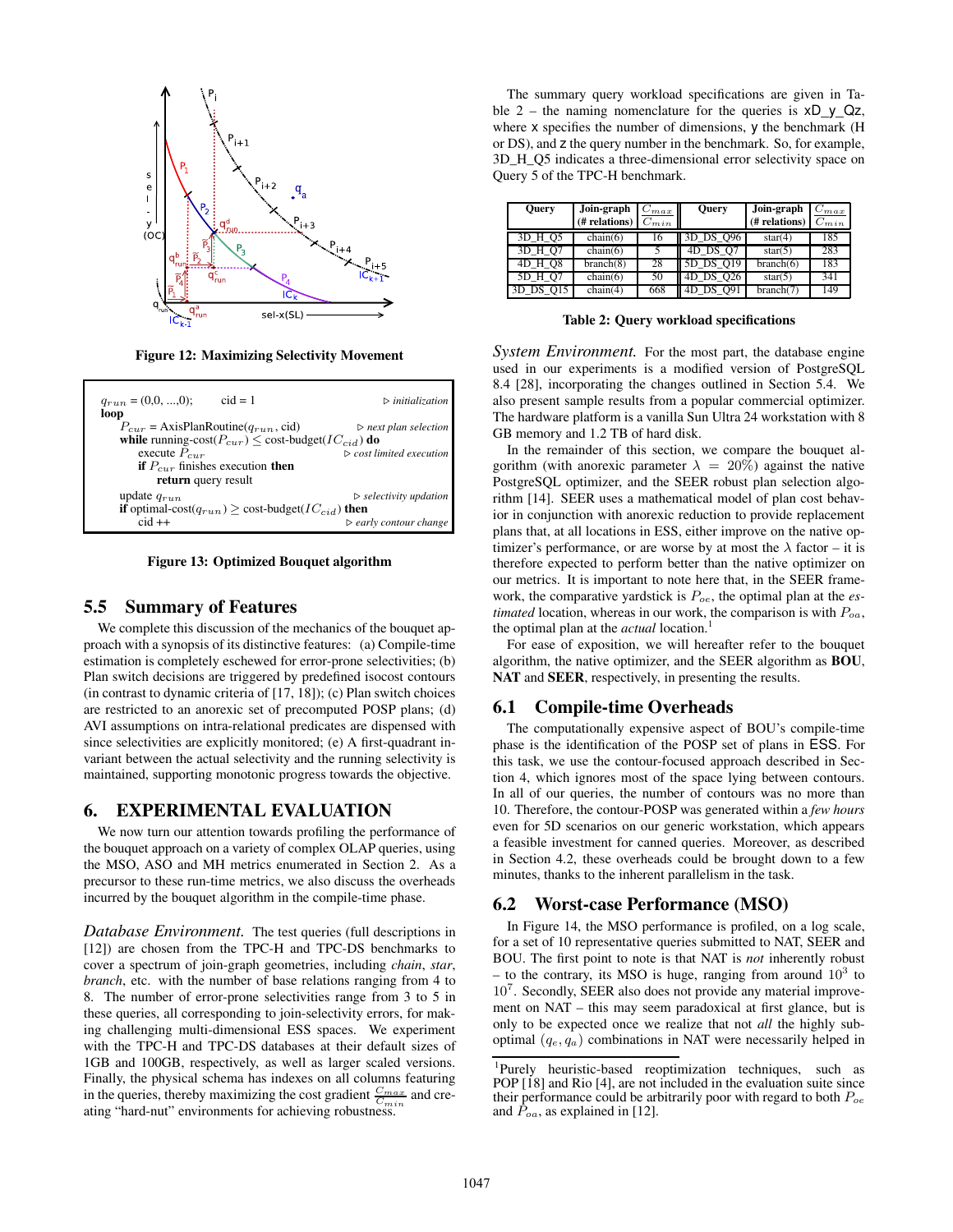Figure 12: Maximizing Selectivity Movement

```
q_run = (0,0, ...,0);      cid = 1                          ▷ initialization
loop
    P_cur = AxisPlanRoutine(q_run, cid)                     ▷ next plan selection
    while running-cost(P_cur) ≤ cost-budget(IC_cid) do
        execute P_cur                                       ▷ cost limited execution
        if P_cur finishes execution then
            return query result
    update q_run                                            ▷ selectivity updation
    if optimal-cost(q_run) ≥ cost-budget(IC_cid) then
        cid ++                                              ▷ early contour change
```

Figure 13: Optimized Bouquet algorithm

### 5.5 Summary of Features

We complete this discussion of the mechanics of the bouquet approach with a synopsis of its distinctive features: (a) Compile-time estimation is completely eschewed for error-prone selectivities; (b) Plan switch decisions are triggered by predefined isocost contours (in contrast to dynamic criteria of [17, 18]); (c) Plan switches are restricted to an anorexic set of precomputed POSP plans; (d) AVI assumptions on intra-relational predicates are dispensed with since selectivities are explicitly monitored; (e) A first-quadrant invariant between the actual selectivity and the running selectivity is maintained, supporting monotonic progress towards the objective.

## 6. EXPERIMENTAL EVALUATION

We now turn our attention towards profiling the performance of the bouquet approach on a variety of complex OLAP queries, using the MSO, ASO and MH metrics enumerated in Section 2. As a precursor to these run-time metrics, we also discuss the overheads incurred by the bouquet algorithm in the compile-time phase.

*Database Environment.* The test queries (full descriptions in [12]) are chosen from the TPC-H and TPC-DS benchmarks to cover a spectrum of join-graph geometries, including *chain*, *star*, *branch*, etc. with the number of base relations ranging from 4 to 8. The number of error-prone selectivities range from 3 to 5 in these queries, all corresponding to join-selectivity errors, for making challenging multi-dimensional ESS spaces. We experiment with the TPC-H and TPC-DS databases at their default sizes of 1GB and 100GB, respectively, as well as larger scaled versions. Finally, the physical schema has indexes on all columns featuring in the queries, thereby maximizing the cost gradient $\frac{C_{max}}{C_{min}}$ and creating "hard-nut" environments for achieving robustness.

The summary query workload specifications are given in Table 2 – the naming nomenclature for the queries is xD_y_Qz, where x specifies the number of dimensions, y the benchmark (H or DS), and z the query number in the benchmark. So, for example, 3D_H_Q5 indicates a three-dimensional error selectivity space on Query 5 of the TPC-H benchmark.

| Query | Join-graph (# relations) | $\frac{C_{max}}{C_{min}}$ | Query | Join-graph (# relations) | $\frac{C_{max}}{C_{min}}$ |
|---|---|---|---|---|---|
| 3D_H_Q5 | chain(6) | 16 | 3D_DS_Q96 | star(4) | 185 |
| 3D_H_Q7 | chain(6) | 5 | 4D_DS_Q7 | star(5) | 283 |
| 4D_H_Q8 | branch(8) | 28 | 5D_DS_Q19 | branch(6) | 183 |
| 5D_H_Q7 | chain(6) | 50 | 4D_DS_Q26 | star(5) | 341 |
| 3D_DS_Q15 | chain(4) | 668 | 4D_DS_Q91 | branch(7) | 149 |

**Table 2: Query workload specifications**

*System Environment.* For the most part, the database engine used in our experiments is a modified version of PostgreSQL 8.4 [28], incorporating the changes outlined in Section 5.4. We also present sample results from a popular commercial optimizer. The hardware platform is a vanilla Sun Ultra 24 workstation with 8 GB memory and 1.2 TB of hard disk.

In the remainder of this section, we compare the bouquet algorithm (with anorexic parameter $\lambda = 20\%$) against the native PostgreSQL optimizer, and the SEER robust plan selection algorithm [14]. SEER uses a mathematical model of plan cost behavior in conjunction with anorexic reduction to provide replacement plans that, at all locations in ESS, either improve on the native optimizer's performance, or are worse by at most the $\lambda$ factor – it is therefore expected to perform better than the native optimizer on our metrics. It is important to note here that, in the SEER framework, the comparative yardstick is $P_{oe}$, the optimal plan at the *estimated* location, whereas in our work, the comparison is with $P_{oa}$, the optimal plan at the *actual* location.[1]

For ease of exposition, we will hereafter refer to the bouquet algorithm, the native optimizer, and the SEER algorithm as **BOU**, **NAT** and **SEER**, respectively, in presenting the results.

### 6.1 Compile-time Overheads

The computationally expensive aspect of BOU's compile-time phase is the identification of the POSP set of plans in ESS. For this task, we use the contour-focused approach described in Section 4, which ignores most of the space lying between contours. In all of our queries, the number of contours was no more than 10. Therefore, the contour-POSP was generated within a *few hours* even for 5D scenarios on our generic workstation, which appears a feasible investment for canned queries. Moreover, as described in Section 4.2, these overheads could be brought down to a few minutes, thanks to the inherent parallelism in the task.

### 6.2 Worst-case Performance (MSO)

In Figure 14, the MSO performance is profiled, on a log scale, for a set of 10 representative queries submitted to NAT, SEER and BOU. The first point to note is that NAT is *not* inherently robust – to the contrary, its MSO is huge, ranging from around $10^3$ to $10^7$. Secondly, SEER also does not provide any material improvement on NAT – this may seem paradoxical at first glance, but is only to be expected once we realize that not *all* the highly sub-optimal $(q_e, q_a)$ combinations in NAT were necessarily helped in

[1] Purely heuristic-based reoptimization techniques, such as POP [18] and Rio [4], are not included in the evaluation suite since their performance could be arbitrarily poor with regard to both $P_{oe}$ and $P_{oa}$, as explained in [12].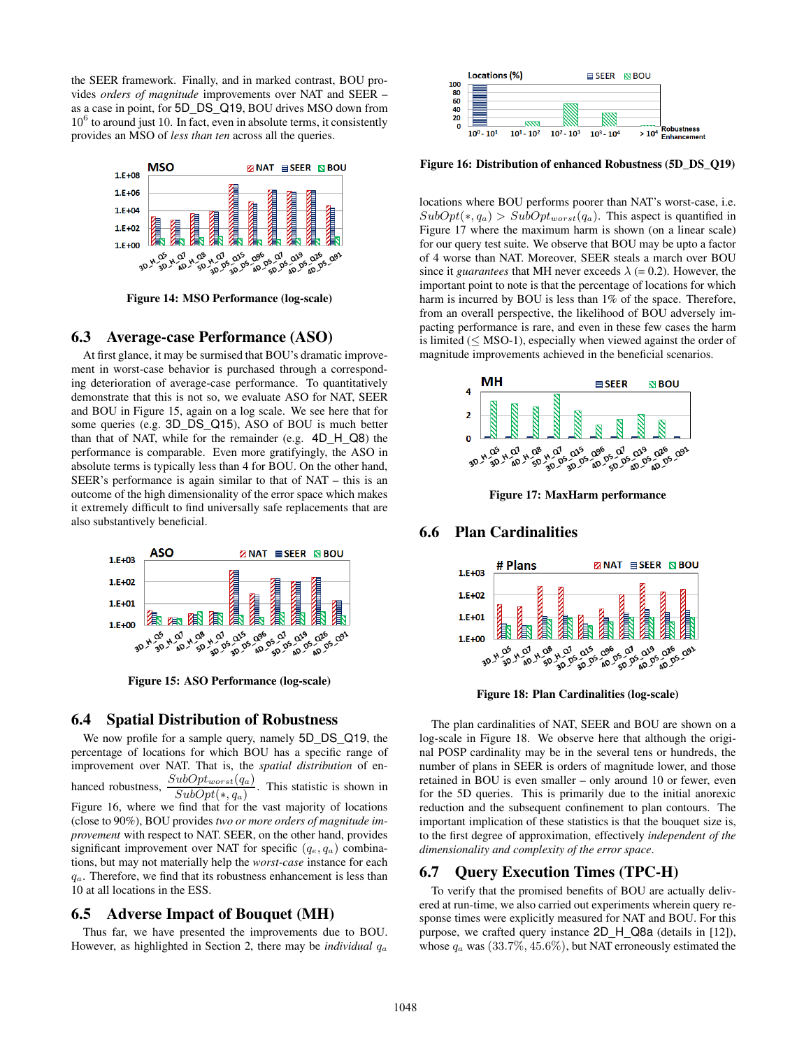the SEER framework. Finally, and in marked contrast, BOU provides *orders of magnitude* improvements over NAT and SEER – as a case in point, for 5D_DS_Q19, BOU drives MSO down from $10^6$ to around just 10. In fact, even in absolute terms, it consistently provides an MSO of *less than ten* across all the queries.

**Figure 14: MSO Performance (log-scale)**

## 6.3 Average-case Performance (ASO)

At first glance, it may be surmised that BOU's dramatic improvement in worst-case behavior is purchased through a corresponding deterioration of average-case performance. To quantitatively demonstrate that this is not so, we evaluate ASO for NAT, SEER and BOU in Figure 15, again on a log scale. We see here that for some queries (e.g. 3D_DS_Q15), ASO of BOU is much better than that of NAT, while for the remainder (e.g. 4D_H_Q8) the performance is comparable. Even more gratifyingly, the ASO in absolute terms is typically less than 4 for BOU. On the other hand, SEER's performance is again similar to that of NAT – this is an outcome of the high dimensionality of the error space which makes it extremely difficult to find universally safe replacements that are also substantively beneficial.

**Figure 15: ASO Performance (log-scale)**

## 6.4 Spatial Distribution of Robustness

We now profile for a sample query, namely 5D_DS_Q19, the percentage of locations for which BOU has a specific range of improvement over NAT. That is, the *spatial distribution* of enhanced robustness, $\frac{SubOpt_{worst}(q_a)}{SubOpt(*,q_a)}$. This statistic is shown in Figure 16, where we find that for the vast majority of locations (close to 90%), BOU provides *two or more orders of magnitude improvement* with respect to NAT. SEER, on the other hand, provides significant improvement over NAT for specific $(q_e, q_a)$ combinations, but may not materially help the *worst-case* instance for each $q_a$. Therefore, we find that its robustness enhancement is less than 10 at all locations in the ESS.

## 6.5 Adverse Impact of Bouquet (MH)

Thus far, we have presented the improvements due to BOU. However, as highlighted in Section 2, there may be *individual* $q_a$ locations where BOU performs poorer than NAT's worst-case, i.e. $SubOpt(*, q_a) > SubOpt_{worst}(q_a)$. This aspect is quantified in Figure 17 where the maximum harm is shown (on a linear scale) for our query test suite. We observe that BOU may be upto a factor of 4 worse than NAT. Moreover, SEER steals a march over BOU since it *guarantees* that MH never exceeds $\lambda$ (= 0.2). However, the important point to note is that the percentage of locations for which harm is incurred by BOU is less than 1% of the space. Therefore, from an overall perspective, the likelihood of BOU adversely impacting performance is rare, and even in these few cases the harm is limited ($\leq$ MSO-1), especially when viewed against the order of magnitude improvements achieved in the beneficial scenarios.

**Figure 16: Distribution of enhanced Robustness (5D_DS_Q19)**

**Figure 17: MaxHarm performance**

## 6.6 Plan Cardinalities

**Figure 18: Plan Cardinalities (log-scale)**

The plan cardinalities of NAT, SEER and BOU are shown on a log-scale in Figure 18. We observe here that although the original POSP cardinality may be in the several tens or hundreds, the number of plans in SEER is orders of magnitude lower, and those retained in BOU is even smaller – only around 10 or fewer, even for the 5D queries. This is primarily due to the initial anorexic reduction and the subsequent confinement to plan contours. The important implication of these statistics is that the bouquet size is, to the first degree of approximation, effectively *independent of the dimensionality and complexity of the error space*.

## 6.7 Query Execution Times (TPC-H)

To verify that the promised benefits of BOU are actually delivered at run-time, we also carried out experiments wherein query response times were explicitly measured for NAT and BOU. For this purpose, we crafted query instance 2D_H_Q8a (details in [12]), whose $q_a$ was (33.7%, 45.6%), but NAT erroneously estimated the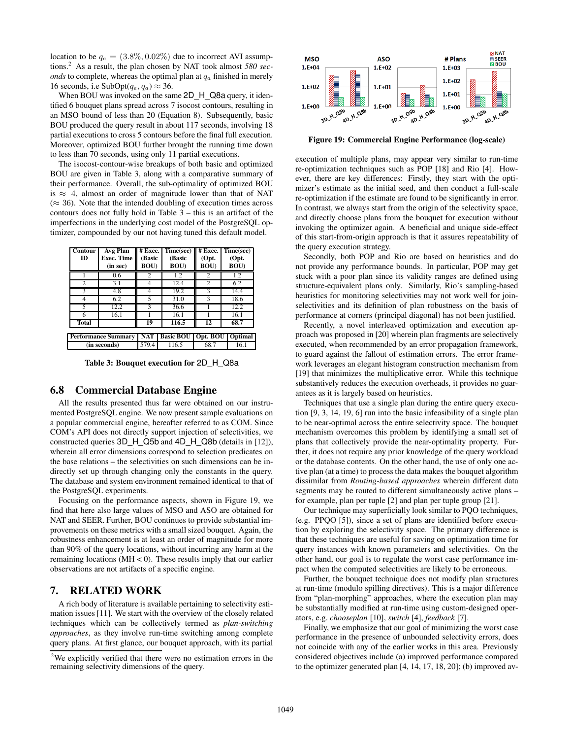location to be $q_e = (3.8\%, 0.02\%)$ due to incorrect AVI assumptions.[2] As a result, the plan chosen by NAT took almost *580 seconds* to complete, whereas the optimal plan at $q_a$ finished in merely 16 seconds, i.e SubOpt($q_e, q_a$) $\approx$ 36.

When BOU was invoked on the same 2D_H_Q8a query, it identified 6 bouquet plans spread across 7 isocost contours, resulting in an MSO bound of less than 20 (Equation 8). Subsequently, basic BOU produced the query result in about 117 seconds, involving 18 partial executions to cross 5 contours before the final full execution. Moreover, optimized BOU further brought the running time down to less than 70 seconds, using only 11 partial executions.

The isocost-contour-wise breakups of both basic and optimized BOU are given in Table 3, along with a comparative summary of their performance. Overall, the sub-optimality of optimized BOU is $\approx$ 4, almost an order of magnitude lower than that of NAT ($\approx$ 36). Note that the intended doubling of execution times across contours does not fully hold in Table 3 – this is an artifact of the imperfections in the underlying cost model of the PostgreSQL optimizer, compounded by our not having tuned this default model.

| Contour ID | Avg Plan Exec. Time (in sec) | # Exec. (Basic BOU) | Time(sec) (Basic BOU) | # Exec. (Opt. BOU) | Time(sec) (Opt. BOU) |
|---|---|---|---|---|---|
| 1 | 0.6 | 2 | 1.2 | 2 | 1.2 |
| 2 | 3.1 | 4 | 12.4 | 2 | 6.2 |
| 3 | 4.8 | 4 | 19.2 | 3 | 14.4 |
| 4 | 6.2 | 5 | 31.0 | 3 | 18.6 |
| 5 | 12.2 | 3 | 36.6 | 1 | 12.2 |
| 6 | 16.1 | 1 | 16.1 | 1 | 16.1 |
| **Total** | | **19** | **116.5** | **12** | **68.7** |

| Performance Summary (in seconds) | NAT | Basic BOU | Opt. BOU | Optimal |
|---|---|---|---|---|
| | 579.4 | 116.5 | 68.7 | 16.1 |

**Table 3: Bouquet execution for 2D_H_Q8a**

## 6.8 Commercial Database Engine

All the results presented thus far were obtained on our instrumented PostgreSQL engine. We now present sample evaluations on a popular commercial engine, hereafter referred to as COM. Since COM's API does not directly support injection of selectivities, we constructed queries 3D_H_Q5b and 4D_H_Q8b (details in [12]), wherein all error dimensions correspond to selection predicates on the base relations – the selectivities on such dimensions can be indirectly set up through changing only the constants in the query. The database and system environment remained identical to that of the PostgreSQL experiments.

Focusing on the performance aspects, shown in Figure 19, we find that here also large values of MSO and ASO are obtained for NAT and SEER. Further, BOU continues to provide substantial improvements on these metrics with a small sized bouquet. Again, the robustness enhancement is at least an order of magnitude for more than 90% of the query locations, without incurring any harm at the remaining locations (MH < 0). These results imply that our earlier observations are not artifacts of a specific engine.

# 7. RELATED WORK

A rich body of literature is available pertaining to selectivity estimation issues [11]. We start with the overview of the closely related techniques which can be collectively termed as *plan-switching approaches*, as they involve run-time switching among complete query plans. At first glance, our bouquet approach, with its partial

[2]We explicitly verified that there were no estimation errors in the remaining selectivity dimensions of the query.

**Figure 19: Commercial Engine Performance (log-scale)**

execution of multiple plans, may appear very similar to run-time re-optimization techniques such as POP [18] and Rio [4]. However, there are key differences: Firstly, they start with the optimizer's estimate as the initial seed, and then conduct a full-scale re-optimization if the estimate are found to be significantly in error. In contrast, we always start from the origin of the selectivity space, and directly choose plans from the bouquet for execution without invoking the optimizer again. A beneficial and unique side-effect of this start-from-origin approach is that it assures repeatability of the query execution strategy.

Secondly, both POP and Rio are based on heuristics and do not provide any performance bounds. In particular, POP may get stuck with a poor plan since its validity ranges are defined using structure-equivalent plans only. Similarly, Rio's sampling-based heuristics for monitoring selectivities may not work well for join-selectivities and its definition of plan robustness on the basis of performance at corners (principal diagonal) has not been justified.

Recently, a novel interleaved optimization and execution approach was proposed in [20] wherein plan fragments are selectively executed, when recommended by an error propagation framework, to guard against the fallout of estimation errors. The error framework leverages an elegant histogram construction mechanism from [19] that minimizes the multiplicative error. While this technique substantively reduces the execution overheads, it provides no guarantees as it is largely based on heuristics.

Techniques that use a single plan during the entire query execution [9, 3, 14, 19, 6] run into the basic infeasibility of a single plan to be near-optimal across the entire selectivity space. The bouquet mechanism overcomes this problem by identifying a small set of plans that collectively provide the near-optimality property. Further, it does not require any prior knowledge of the query workload or the database contents. On the other hand, the use of only one active plan (at a time) to process the data makes the bouquet algorithm dissimilar from *Routing-based approaches* wherein different data segments may be routed to different simultaneously active plans – for example, plan per tuple [2] and plan per tuple group [21].

Our technique may superficially look similar to PQO techniques, (e.g. PPQO [5]), since a set of plans are identified before execution by exploring the selectivity space. The primary difference is that these techniques are useful for saving on optimization time for query instances with known parameters and selectivities. On the other hand, our goal is to regulate the worst case performance impact when the computed selectivities are likely to be erroneous.

Further, the bouquet technique does not modify plan structures at run-time (modulo spilling directives). This is a major difference from "plan-morphing" approaches, where the execution plan may be substantially modified at run-time using custom-designed operators, e.g. *chooseplan* [10], *switch* [4], *feedback* [7].

Finally, we emphasize that our goal of minimizing the worst case performance in the presence of unbounded selectivity errors, does not coincide with any of the earlier works in this area. Previously considered objectives include (a) improved performance compared to the optimizer generated plan [4, 14, 17, 18, 20]; (b) improved av-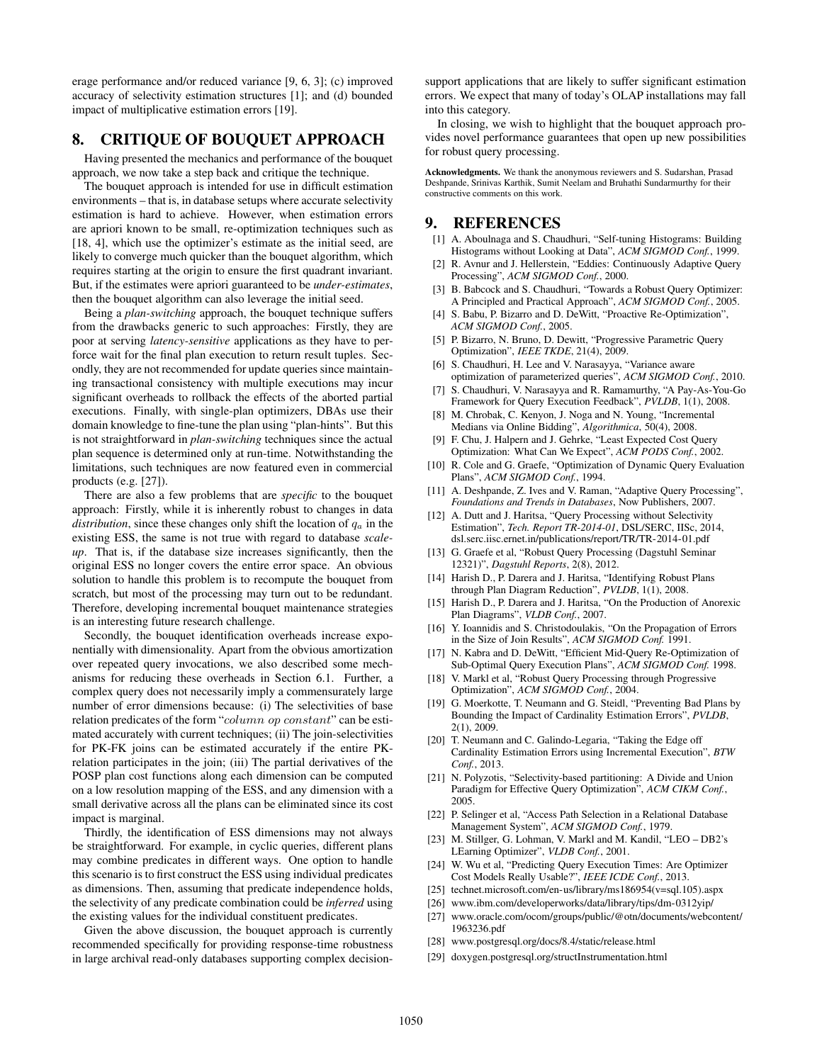erage performance and/or reduced variance [9, 6, 3]; (c) improved accuracy of selectivity estimation structures [1]; and (d) bounded impact of multiplicative estimation errors [19].

## 8. CRITIQUE OF BOUQUET APPROACH

Having presented the mechanics and performance of the bouquet approach, we now take a step back and critique the technique.

The bouquet approach is intended for use in difficult estimation environments – that is, in database setups where accurate selectivity estimation is hard to achieve. However, when estimation errors are apriori known to be small, re-optimization techniques such as [18, 4], which use the optimizer's estimate as the initial seed, are likely to converge much quicker than the bouquet algorithm, which requires starting at the origin to ensure the first quadrant invariant. But, if the estimates were apriori guaranteed to be *under-estimates*, then the bouquet algorithm can also leverage the initial seed.

Being a *plan-switching* approach, the bouquet technique suffers from the drawbacks generic to such approaches: Firstly, they are poor at serving *latency-sensitive* applications as they have to perforce wait for the final plan execution to return result tuples. Secondly, they are not recommended for update queries since maintaining transactional consistency with multiple executions may incur significant overheads to rollback the effects of the aborted partial executions. Finally, with single-plan optimizers, DBAs use their domain knowledge to fine-tune the plan using "plan-hints". But this is not straightforward in *plan-switching* techniques since the actual plan sequence is determined only at run-time. Notwithstanding the limitations, such techniques are now featured even in commercial products (e.g. [27]).

There are also a few problems that are *specific* to the bouquet approach: Firstly, while it is inherently robust to changes in data *distribution*, since these changes only shift the location of $q_a$ in the existing ESS, the same is not true with regard to database *scale-up*. That is, if the database size increases significantly, then the original ESS no longer covers the entire error space. An obvious solution to handle this problem is to recompute the bouquet from scratch, but most of the processing may turn out to be redundant. Therefore, developing incremental bouquet maintenance strategies is an interesting future research challenge.

Secondly, the bouquet identification overheads increase exponentially with dimensionality. Apart from the obvious amortization over repeated query invocations, we also described some mechanisms for reducing these overheads in Section 6.1. Further, a complex query does not necessarily imply a commensurately large number of error dimensions because: (i) The selectivities of base relation predicates of the form "$column\ op\ constant$" can be estimated accurately with current techniques; (ii) The join-selectivities for PK-FK joins can be estimated accurately if the entire PK-relation participates in the join; (iii) The partial derivatives of the POSP plan cost functions along each dimension can be computed on a low resolution mapping of the ESS, and any dimension with a small derivative across all the plans can be eliminated since its cost impact is marginal.

Thirdly, the identification of ESS dimensions may not always be straightforward. For example, in cyclic queries, different plans may combine predicates in different ways. One option to handle this scenario is to first construct the ESS using individual predicates as dimensions. Then, assuming that predicate independence holds, the selectivity of any predicate combination could be *inferred* using the existing values for the individual constituent predicates.

Given the above discussion, the bouquet approach is currently recommended specifically for providing response-time robustness in large archival read-only databases supporting complex decision-support applications that are likely to suffer significant estimation errors. We expect that many of today's OLAP installations may fall into this category.

In closing, we wish to highlight that the bouquet approach provides novel performance guarantees that open up new possibilities for robust query processing.

**Acknowledgments.** We thank the anonymous reviewers and S. Sudarshan, Prasad Deshpande, Srinivas Karthik, Sumit Neelam and Bruhathi Sundarmurthy for their constructive comments on this work.

## 9. REFERENCES

[1] A. Aboulnaga and S. Chaudhuri, "Self-tuning Histograms: Building Histograms without Looking at Data", *ACM SIGMOD Conf.*, 1999.

[2] R. Avnur and J. Hellerstein, "Eddies: Continuously Adaptive Query Processing", *ACM SIGMOD Conf.*, 2000.

[3] B. Babcock and S. Chaudhuri, "Towards a Robust Query Optimizer: A Principled and Practical Approach", *ACM SIGMOD Conf.*, 2005.

[4] S. Babu, P. Bizarro, and D. DeWitt, "Proactive Re-Optimization", *ACM SIGMOD Conf.*, 2005.

[5] P. Bizarro, N. Bruno, D. Dewitt, "Progressive Parametric Query Optimization", *IEEE TKDE*, 21(4), 2009.

[6] S. Chaudhuri, H. Lee and V. Narasayya, "Variance aware optimization of parameterized queries", *ACM SIGMOD Conf.*, 2010.

[7] S. Chaudhuri, V. Narasayya and R. Ramamurthy, "A Pay-As-You-Go Framework for Query Execution Feedback", *PVLDB*, 1(1), 2008.

[8] M. Chrobak, C. Kenyon, J. Noga and N. Young, "Incremental Medians via Online Bidding", *Algorithmica*, 50(4), 2008.

[9] F. Chu, J. Halpern and J. Gehrke, "Least Expected Cost Query Optimization: What Can We Expect", *ACM PODS Conf.*, 2002.

[10] R. Cole and G. Graefe, "Optimization of Dynamic Query Evaluation Plans", *ACM SIGMOD Conf.*, 1994.

[11] A. Deshpande, Z. Ives and V. Raman, "Adaptive Query Processing", *Foundations and Trends in Databases*, Now Publishers, 2007.

[12] A. Dutt and J. Haritsa, "Query Processing without Selectivity Estimation", *Tech. Report TR-2014-01*, DSL/SERC, IISc, 2014, dsl.serc.iisc.ernet.in/publications/report/TR/TR-2014-01.pdf

[13] G. Graefe et al, "Robust Query Processing (Dagstuhl Seminar 12321)", *Dagstuhl Reports*, 2(8), 2012.

[14] Harish D., P. Darera and J. Haritsa, "Identifying Robust Plans through Plan Diagram Reduction", *PVLDB*, 1(1), 2008.

[15] Harish D., P. Darera and J. Haritsa, "On the Production of Anorexic Plan Diagrams", *VLDB Conf.*, 2007.

[16] Y. Ioannidis and S. Christodoulakis, "On the Propagation of Errors in the Size of Join Results", *ACM SIGMOD Conf.* 1991.

[17] N. Kabra and D. DeWitt, "Efficient Mid-Query Re-Optimization of Sub-Optimal Query Execution Plans", *ACM SIGMOD Conf.* 1998.

[18] V. Markl et al, "Robust Query Processing through Progressive Optimization", *ACM SIGMOD Conf.*, 2004.

[19] G. Moerkotte, T. Neumann and G. Steidl, "Preventing Bad Plans by Bounding the Impact of Cardinality Estimation Errors", *PVLDB*, 2(1), 2009.

[20] T. Neumann and C. Galindo-Legaria, "Taking the Edge off Cardinality Estimation Errors using Incremental Execution", *BTW Conf.*, 2013.

[21] N. Polyzotis, "Selectivity-based partitioning: A Divide and Union Paradigm for Effective Query Optimization", *ACM CIKM Conf.*, 2005.

[22] P. Selinger et al, "Access Path Selection in a Relational Database Management System", *ACM SIGMOD Conf.*, 1979.

[23] M. Stillger, G. Lohman, V. Markl and M. Kandil, "LEO – DB2's LEarning Optimizer", *VLDB Conf.*, 2001.

[24] W. Wu et al, "Predicting Query Execution Times: Are Optimizer Cost Models Really Usable?", *IEEE ICDE Conf.*, 2013.

[25] technet.microsoft.com/en-us/library/ms186954(v=sql.105).aspx

[26] www.ibm.com/developerworks/data/library/tips/dm-0312yip/

[27] www.oracle.com/ocom/groups/public/@otn/documents/webcontent/1963236.pdf

[28] www.postgresql.org/docs/8.4/static/release.html

[29] doxygen.postgresql.org/structInstrumentation.html